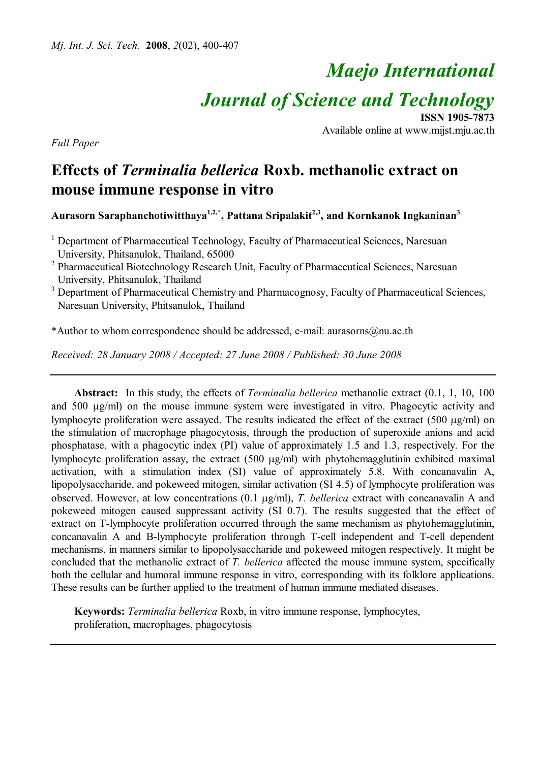# Maejo International Journal of Science and Technology

**ISSN 1905-7873**
Available online at www.mijst.mju.ac.th

*Full Paper*

## Effects of *Terminalia bellerica* Roxb. methanolic extract on mouse immune response in vitro

**Aurasorn Saraphanchotiwitthaya[1,2,*], Pattana Sripalakit[2,3], and Kornkanok Ingkaninan[3]**

[1] Department of Pharmaceutical Technology, Faculty of Pharmaceutical Sciences, Naresuan University, Phitsanulok, Thailand, 65000

[2] Pharmaceutical Biotechnology Research Unit, Faculty of Pharmaceutical Sciences, Naresuan University, Phitsanulok, Thailand

[3] Department of Pharmaceutical Chemistry and Pharmacognosy, Faculty of Pharmaceutical Sciences, Naresuan University, Phitsanulok, Thailand

*Author to whom correspondence should be addressed, e-mail: aurasorns@nu.ac.th

*Received: 28 January 2008 / Accepted: 27 June 2008 / Published: 30 June 2008*

---

**Abstract:** In this study, the effects of *Terminalia bellerica* methanolic extract (0.1, 1, 10, 100 and 500 μg/ml) on the mouse immune system were investigated in vitro. Phagocytic activity and lymphocyte proliferation were assayed. The results indicated the effect of the extract (500 μg/ml) on the stimulation of macrophage phagocytosis, through the production of superoxide anions and acid phosphatase, with a phagocytic index (PI) value of approximately 1.5 and 1.3, respectively. For the lymphocyte proliferation assay, the extract (500 μg/ml) with phytohemagglutinin exhibited maximal activation, with a stimulation index (SI) value of approximately 5.8. With concanavalin A, lipopolysaccharide, and pokeweed mitogen, similar activation (SI 4.5) of lymphocyte proliferation was observed. However, at low concentrations (0.1 μg/ml), *T. bellerica* extract with concanavalin A and pokeweed mitogen caused suppressant activity (SI 0.7). The results suggested that the effect of extract on T-lymphocyte proliferation occurred through the same mechanism as phytohemagglutinin, concanavalin A and B-lymphocyte proliferation through T-cell independent and T-cell dependent mechanisms, in manners similar to lipopolysaccharide and pokeweed mitogen respectively. It might be concluded that the methanolic extract of *T. bellerica* affected the mouse immune system, specifically both the cellular and humoral immune response in vitro, corresponding with its folklore applications. These results can be further applied to the treatment of human immune mediated diseases.

**Keywords:** *Terminalia bellerica* Roxb, in vitro immune response, lymphocytes, proliferation, macrophages, phagocytosis

---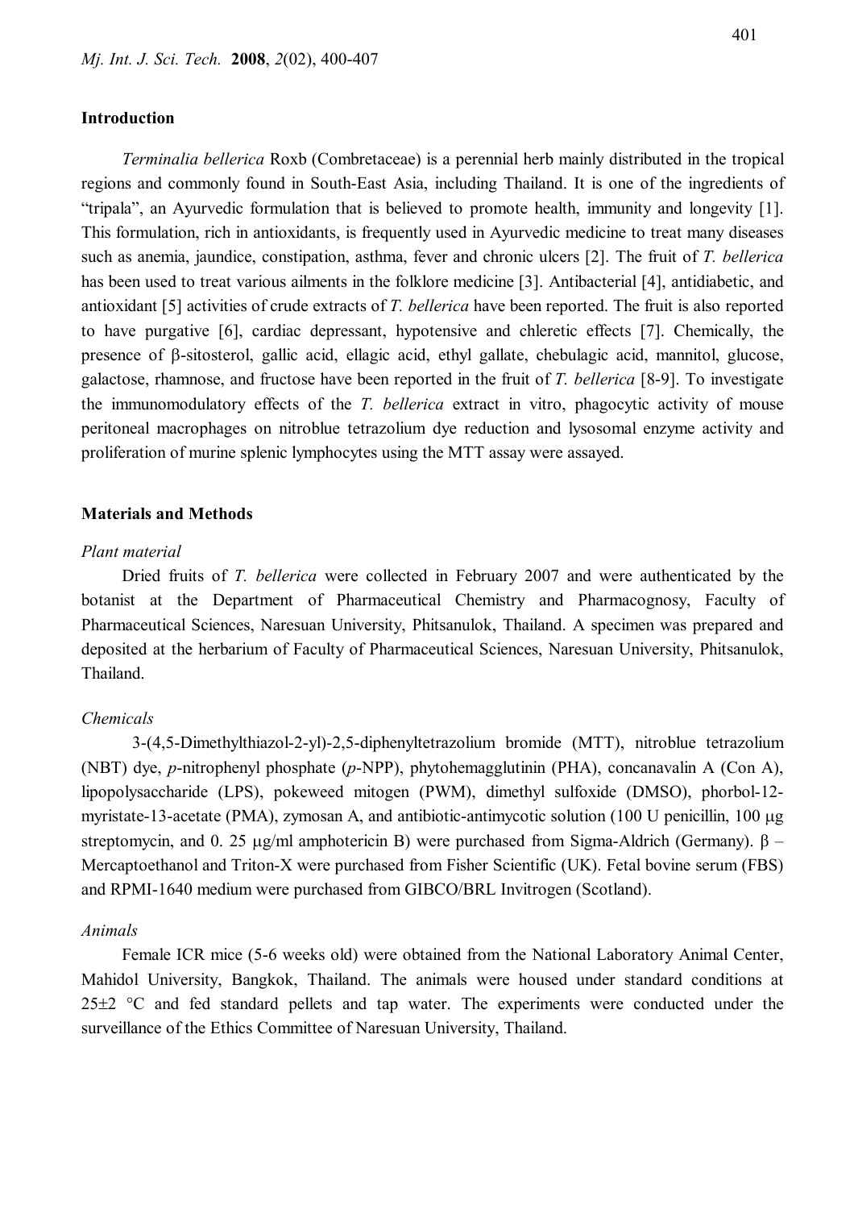## Introduction

*Terminalia bellerica* Roxb (Combretaceae) is a perennial herb mainly distributed in the tropical regions and commonly found in South-East Asia, including Thailand. It is one of the ingredients of "tripala", an Ayurvedic formulation that is believed to promote health, immunity and longevity [1]. This formulation, rich in antioxidants, is frequently used in Ayurvedic medicine to treat many diseases such as anemia, jaundice, constipation, asthma, fever and chronic ulcers [2]. The fruit of *T. bellerica* has been used to treat various ailments in the folklore medicine [3]. Antibacterial [4], antidiabetic, and antioxidant [5] activities of crude extracts of *T. bellerica* have been reported. The fruit is also reported to have purgative [6], cardiac depressant, hypotensive and chleretic effects [7]. Chemically, the presence of β-sitosterol, gallic acid, ellagic acid, ethyl gallate, chebulagic acid, mannitol, glucose, galactose, rhamnose, and fructose have been reported in the fruit of *T. bellerica* [8-9]. To investigate the immunomodulatory effects of the *T. bellerica* extract in vitro, phagocytic activity of mouse peritoneal macrophages on nitroblue tetrazolium dye reduction and lysosomal enzyme activity and proliferation of murine splenic lymphocytes using the MTT assay were assayed.

## Materials and Methods

### *Plant material*

Dried fruits of *T. bellerica* were collected in February 2007 and were authenticated by the botanist at the Department of Pharmaceutical Chemistry and Pharmacognosy, Faculty of Pharmaceutical Sciences, Naresuan University, Phitsanulok, Thailand. A specimen was prepared and deposited at the herbarium of Faculty of Pharmaceutical Sciences, Naresuan University, Phitsanulok, Thailand.

### *Chemicals*

3-(4,5-Dimethylthiazol-2-yl)-2,5-diphenyltetrazolium bromide (MTT), nitroblue tetrazolium (NBT) dye, *p*-nitrophenyl phosphate (*p*-NPP), phytohemagglutinin (PHA), concanavalin A (Con A), lipopolysaccharide (LPS), pokeweed mitogen (PWM), dimethyl sulfoxide (DMSO), phorbol-12-myristate-13-acetate (PMA), zymosan A, and antibiotic-antimycotic solution (100 U penicillin, 100 μg streptomycin, and 0. 25 μg/ml amphotericin B) were purchased from Sigma-Aldrich (Germany). β – Mercaptoethanol and Triton-X were purchased from Fisher Scientific (UK). Fetal bovine serum (FBS) and RPMI-1640 medium were purchased from GIBCO/BRL Invitrogen (Scotland).

### *Animals*

Female ICR mice (5-6 weeks old) were obtained from the National Laboratory Animal Center, Mahidol University, Bangkok, Thailand. The animals were housed under standard conditions at 25±2 °C and fed standard pellets and tap water. The experiments were conducted under the surveillance of the Ethics Committee of Naresuan University, Thailand.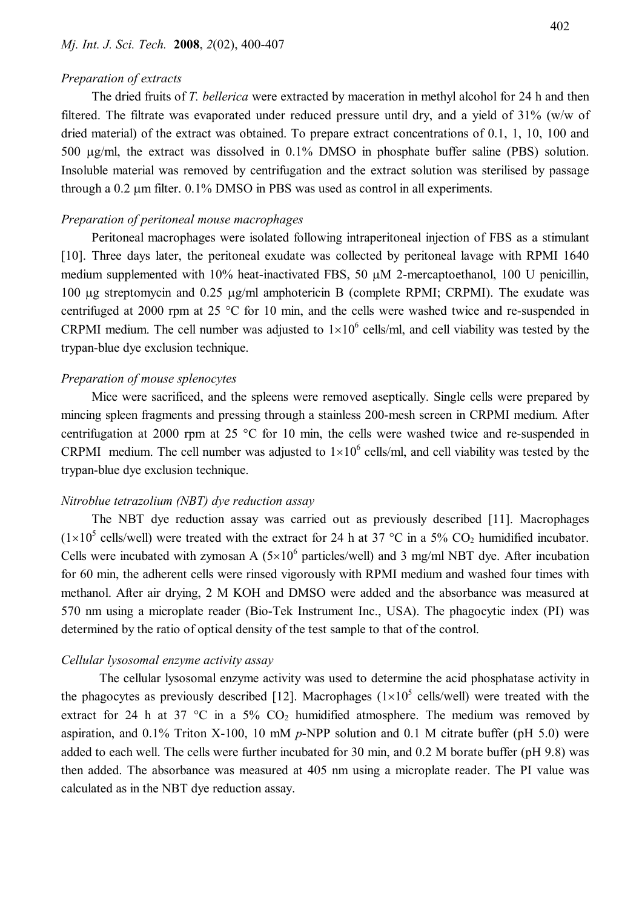### *Preparation of extracts*

The dried fruits of *T. bellerica* were extracted by maceration in methyl alcohol for 24 h and then filtered. The filtrate was evaporated under reduced pressure until dry, and a yield of 31% (w/w of dried material) of the extract was obtained. To prepare extract concentrations of 0.1, 1, 10, 100 and 500 μg/ml, the extract was dissolved in 0.1% DMSO in phosphate buffer saline (PBS) solution. Insoluble material was removed by centrifugation and the extract solution was sterilised by passage through a 0.2 μm filter. 0.1% DMSO in PBS was used as control in all experiments.

### *Preparation of peritoneal mouse macrophages*

Peritoneal macrophages were isolated following intraperitoneal injection of FBS as a stimulant [10]. Three days later, the peritoneal exudate was collected by peritoneal lavage with RPMI 1640 medium supplemented with 10% heat-inactivated FBS, 50 μM 2-mercaptoethanol, 100 U penicillin, 100 μg streptomycin and 0.25 μg/ml amphotericin B (complete RPMI; CRPMI). The exudate was centrifuged at 2000 rpm at 25 °C for 10 min, and the cells were washed twice and re-suspended in CRPMI medium. The cell number was adjusted to $1\times10^6$ cells/ml, and cell viability was tested by the trypan-blue dye exclusion technique.

### *Preparation of mouse splenocytes*

Mice were sacrificed, and the spleens were removed aseptically. Single cells were prepared by mincing spleen fragments and pressing through a stainless 200-mesh screen in CRPMI medium. After centrifugation at 2000 rpm at 25 °C for 10 min, the cells were washed twice and re-suspended in CRPMI medium. The cell number was adjusted to $1\times10^6$ cells/ml, and cell viability was tested by the trypan-blue dye exclusion technique.

### *Nitroblue tetrazolium (NBT) dye reduction assay*

The NBT dye reduction assay was carried out as previously described [11]. Macrophages ($1\times10^5$ cells/well) were treated with the extract for 24 h at 37 °C in a 5% $CO_2$ humidified incubator. Cells were incubated with zymosan A ($5\times10^6$ particles/well) and 3 mg/ml NBT dye. After incubation for 60 min, the adherent cells were rinsed vigorously with RPMI medium and washed four times with methanol. After air drying, 2 M KOH and DMSO were added and the absorbance was measured at 570 nm using a microplate reader (Bio-Tek Instrument Inc., USA). The phagocytic index (PI) was determined by the ratio of optical density of the test sample to that of the control.

### *Cellular lysosomal enzyme activity assay*

The cellular lysosomal enzyme activity was used to determine the acid phosphatase activity in the phagocytes as previously described [12]. Macrophages ($1\times10^5$ cells/well) were treated with the extract for 24 h at 37 °C in a 5% $CO_2$ humidified atmosphere. The medium was removed by aspiration, and 0.1% Triton X-100, 10 mM *p*-NPP solution and 0.1 M citrate buffer (pH 5.0) were added to each well. The cells were further incubated for 30 min, and 0.2 M borate buffer (pH 9.8) was then added. The absorbance was measured at 405 nm using a microplate reader. The PI value was calculated as in the NBT dye reduction assay.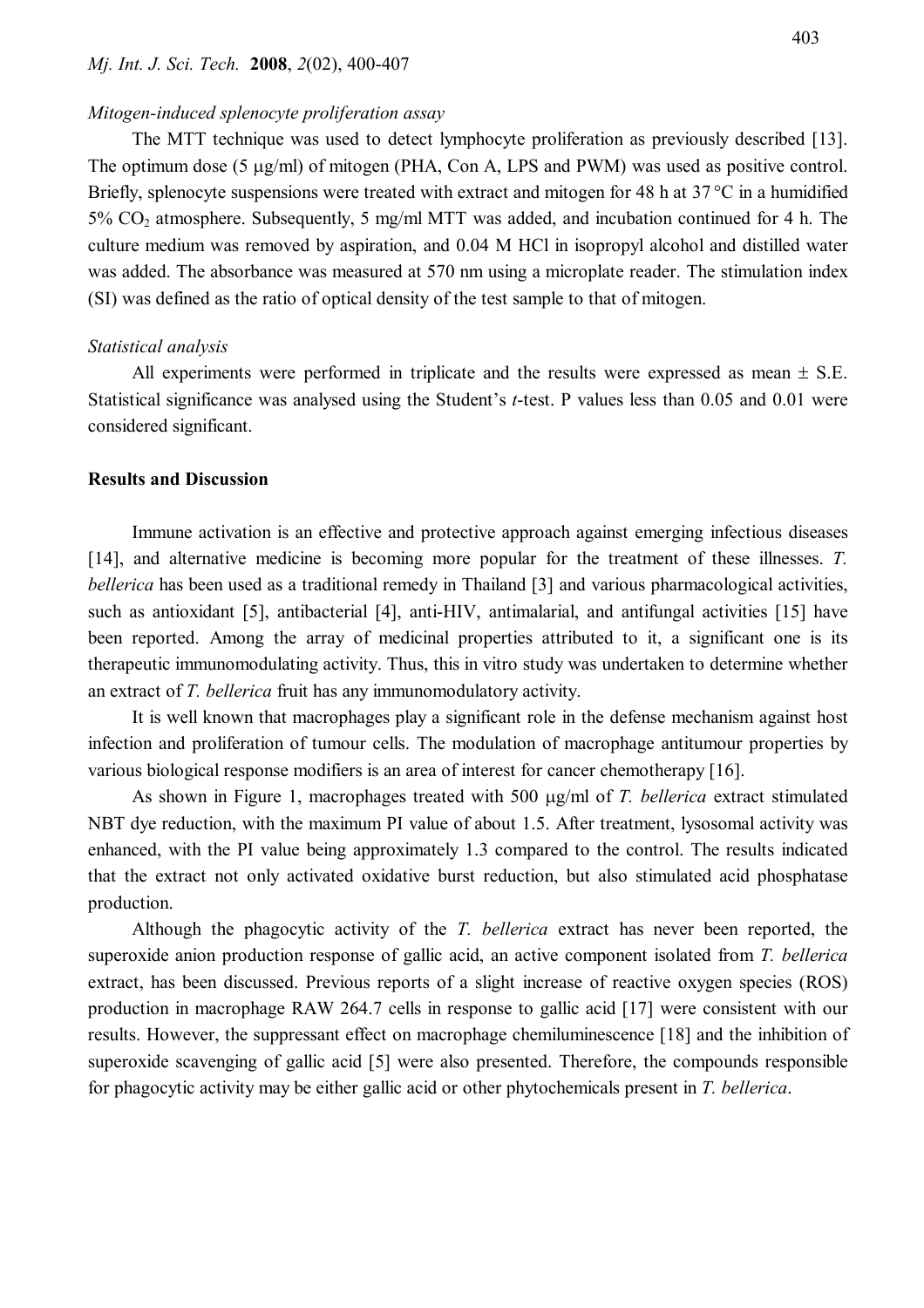*Mitogen-induced splenocyte proliferation assay*

The MTT technique was used to detect lymphocyte proliferation as previously described [13]. The optimum dose (5 μg/ml) of mitogen (PHA, Con A, LPS and PWM) was used as positive control. Briefly, splenocyte suspensions were treated with extract and mitogen for 48 h at 37 °C in a humidified 5% $CO_2$ atmosphere. Subsequently, 5 mg/ml MTT was added, and incubation continued for 4 h. The culture medium was removed by aspiration, and 0.04 M HCl in isopropyl alcohol and distilled water was added. The absorbance was measured at 570 nm using a microplate reader. The stimulation index (SI) was defined as the ratio of optical density of the test sample to that of mitogen.

*Statistical analysis*

All experiments were performed in triplicate and the results were expressed as mean ± S.E. Statistical significance was analysed using the Student's *t*-test. P values less than 0.05 and 0.01 were considered significant.

**Results and Discussion**

Immune activation is an effective and protective approach against emerging infectious diseases [14], and alternative medicine is becoming more popular for the treatment of these illnesses. *T. bellerica* has been used as a traditional remedy in Thailand [3] and various pharmacological activities, such as antioxidant [5], antibacterial [4], anti-HIV, antimalarial, and antifungal activities [15] have been reported. Among the array of medicinal properties attributed to it, a significant one is its therapeutic immunomodulating activity. Thus, this in vitro study was undertaken to determine whether an extract of *T. bellerica* fruit has any immunomodulatory activity.

It is well known that macrophages play a significant role in the defense mechanism against host infection and proliferation of tumour cells. The modulation of macrophage antitumour properties by various biological response modifiers is an area of interest for cancer chemotherapy [16].

As shown in Figure 1, macrophages treated with 500 μg/ml of *T. bellerica* extract stimulated NBT dye reduction, with the maximum PI value of about 1.5. After treatment, lysosomal activity was enhanced, with the PI value being approximately 1.3 compared to the control. The results indicated that the extract not only activated oxidative burst reduction, but also stimulated acid phosphatase production.

Although the phagocytic activity of the *T. bellerica* extract has never been reported, the superoxide anion production response of gallic acid, an active component isolated from *T. bellerica* extract, has been discussed. Previous reports of a slight increase of reactive oxygen species (ROS) production in macrophage RAW 264.7 cells in response to gallic acid [17] were consistent with our results. However, the suppressant effect on macrophage chemiluminescence [18] and the inhibition of superoxide scavenging of gallic acid [5] were also presented. Therefore, the compounds responsible for phagocytic activity may be either gallic acid or other phytochemicals present in *T. bellerica*.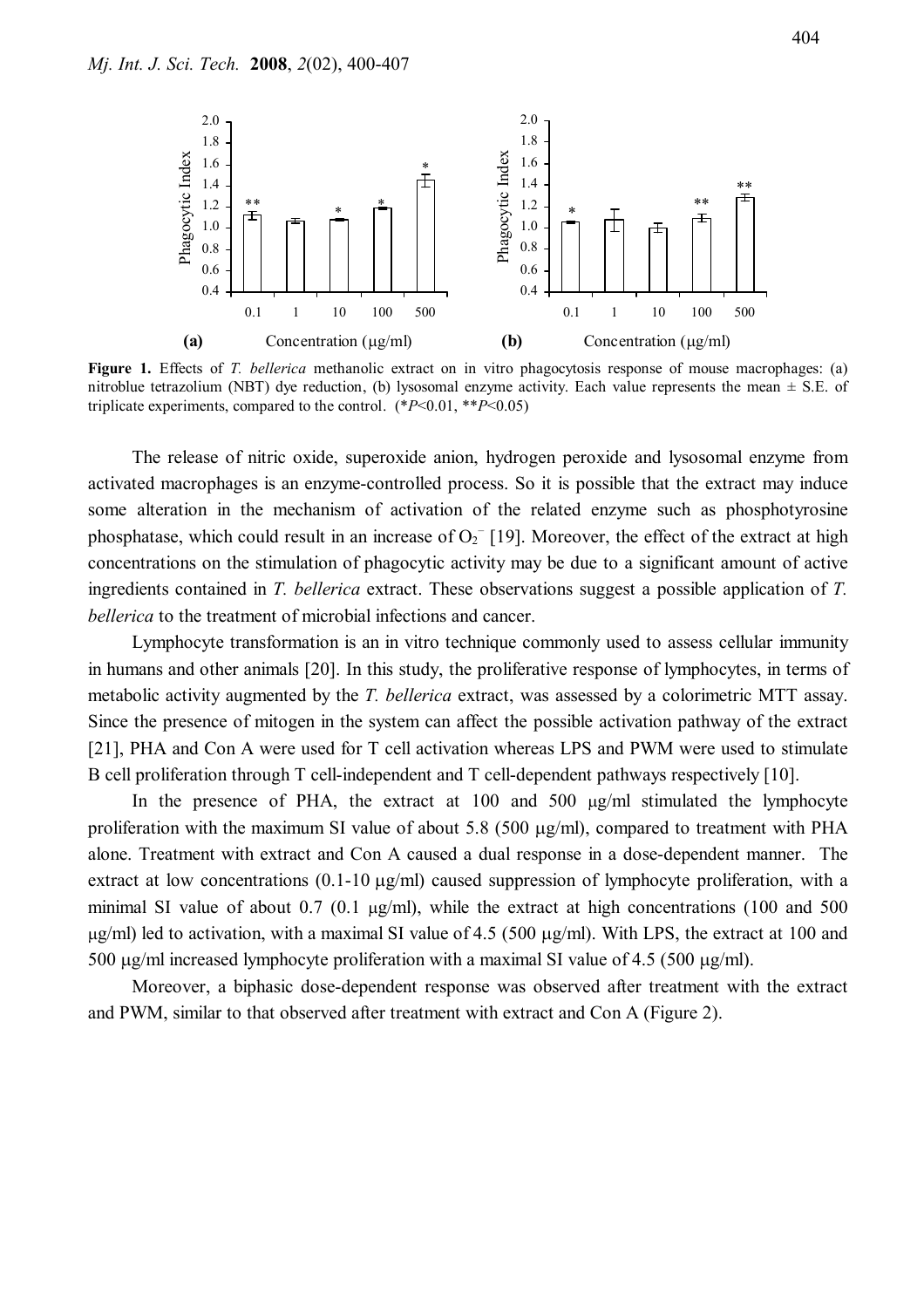**Figure 1.** Effects of *T. bellerica* methanolic extract on in vitro phagocytosis response of mouse macrophages: (a) nitroblue tetrazolium (NBT) dye reduction, (b) lysosomal enzyme activity. Each value represents the mean ± S.E. of triplicate experiments, compared to the control. (*$P$<0.01, **$P$<0.05)

The release of nitric oxide, superoxide anion, hydrogen peroxide and lysosomal enzyme from activated macrophages is an enzyme-controlled process. So it is possible that the extract may induce some alteration in the mechanism of activation of the related enzyme such as phosphotyrosine phosphatase, which could result in an increase of $O_2^-$ [19]. Moreover, the effect of the extract at high concentrations on the stimulation of phagocytic activity may be due to a significant amount of active ingredients contained in *T. bellerica* extract. These observations suggest a possible application of *T. bellerica* to the treatment of microbial infections and cancer.

Lymphocyte transformation is an in vitro technique commonly used to assess cellular immunity in humans and other animals [20]. In this study, the proliferative response of lymphocytes, in terms of metabolic activity augmented by the *T. bellerica* extract, was assessed by a colorimetric MTT assay. Since the presence of mitogen in the system can affect the possible activation pathway of the extract [21], PHA and Con A were used for T cell activation whereas LPS and PWM were used to stimulate B cell proliferation through T cell-independent and T cell-dependent pathways respectively [10].

In the presence of PHA, the extract at 100 and 500 μg/ml stimulated the lymphocyte proliferation with the maximum SI value of about 5.8 (500 μg/ml), compared to treatment with PHA alone. Treatment with extract and Con A caused a dual response in a dose-dependent manner. The extract at low concentrations (0.1-10 μg/ml) caused suppression of lymphocyte proliferation, with a minimal SI value of about 0.7 (0.1 μg/ml), while the extract at high concentrations (100 and 500 μg/ml) led to activation, with a maximal SI value of 4.5 (500 μg/ml). With LPS, the extract at 100 and 500 μg/ml increased lymphocyte proliferation with a maximal SI value of 4.5 (500 μg/ml).

Moreover, a biphasic dose-dependent response was observed after treatment with the extract and PWM, similar to that observed after treatment with extract and Con A (Figure 2).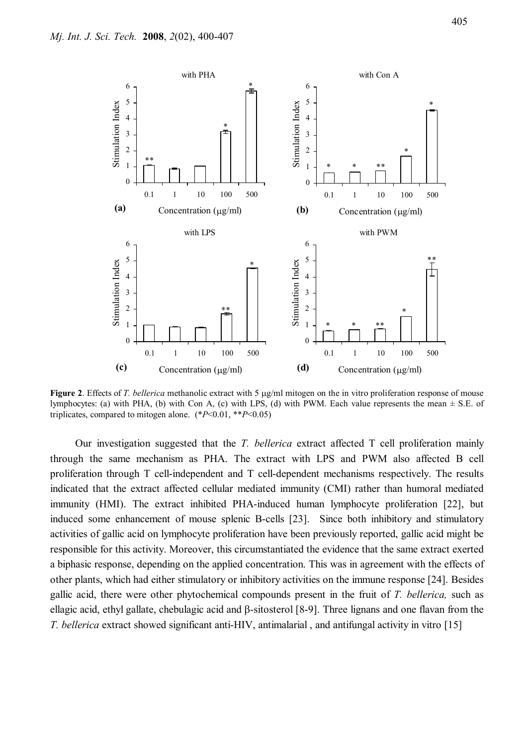**Figure 2**. Effects of *T. bellerica* methanolic extract with 5 μg/ml mitogen on the in vitro proliferation response of mouse lymphocytes: (a) with PHA, (b) with Con A, (c) with LPS, (d) with PWM. Each value represents the mean ± S.E. of triplicates, compared to mitogen alone. (\**P*<0.01, \*\**P*<0.05)

Our investigation suggested that the *T. bellerica* extract affected T cell proliferation mainly through the same mechanism as PHA. The extract with LPS and PWM also affected B cell proliferation through T cell-independent and T cell-dependent mechanisms respectively. The results indicated that the extract affected cellular mediated immunity (CMI) rather than humoral mediated immunity (HMI). The extract inhibited PHA-induced human lymphocyte proliferation [22], but induced some enhancement of mouse splenic B-cells [23]. Since both inhibitory and stimulatory activities of gallic acid on lymphocyte proliferation have been previously reported, gallic acid might be responsible for this activity. Moreover, this circumstantiated the evidence that the same extract exerted a biphasic response, depending on the applied concentration. This was in agreement with the effects of other plants, which had either stimulatory or inhibitory activities on the immune response [24]. Besides gallic acid, there were other phytochemical compounds present in the fruit of *T. bellerica,* such as ellagic acid, ethyl gallate, chebulagic acid and β-sitosterol [8-9]. Three lignans and one flavan from the *T. bellerica* extract showed significant anti-HIV, antimalarial , and antifungal activity in vitro [15]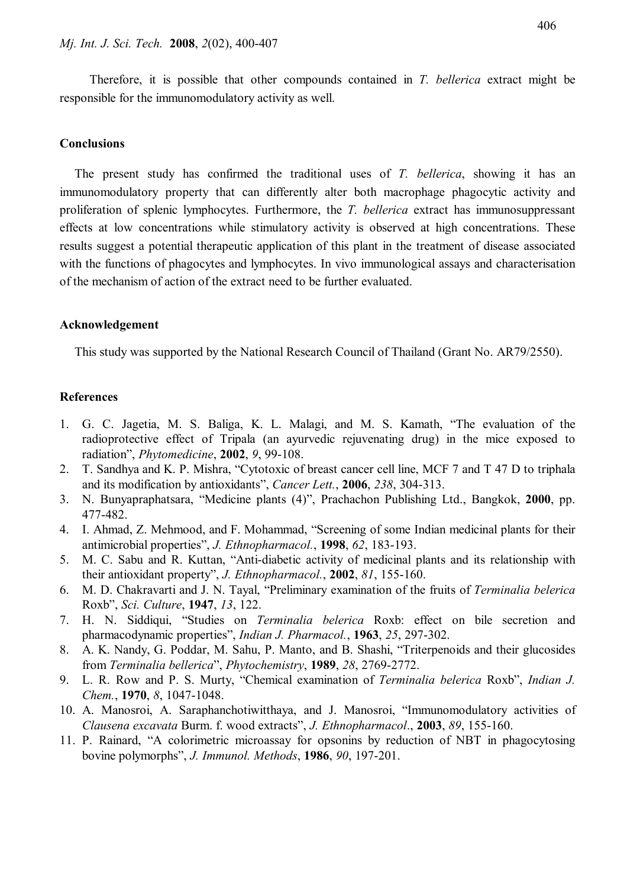Therefore, it is possible that other compounds contained in *T. bellerica* extract might be responsible for the immunomodulatory activity as well.

## Conclusions

The present study has confirmed the traditional uses of *T. bellerica*, showing it has an immunomodulatory property that can differently alter both macrophage phagocytic activity and proliferation of splenic lymphocytes. Furthermore, the *T. bellerica* extract has immunosuppressant effects at low concentrations while stimulatory activity is observed at high concentrations. These results suggest a potential therapeutic application of this plant in the treatment of disease associated with the functions of phagocytes and lymphocytes. In vivo immunological assays and characterisation of the mechanism of action of the extract need to be further evaluated.

## Acknowledgement

This study was supported by the National Research Council of Thailand (Grant No. AR79/2550).

## References

1. G. C. Jagetia, M. S. Baliga, K. L. Malagi, and M. S. Kamath, "The evaluation of the radioprotective effect of Tripala (an ayurvedic rejuvenating drug) in the mice exposed to radiation", *Phytomedicine*, **2002**, *9*, 99-108.
2. T. Sandhya and K. P. Mishra, "Cytotoxic of breast cancer cell line, MCF 7 and T 47 D to triphala and its modification by antioxidants", *Cancer Lett.*, **2006**, *238*, 304-313.
3. N. Bunyapraphatsara, "Medicine plants (4)", Prachachon Publishing Ltd., Bangkok, **2000**, pp. 477-482.
4. I. Ahmad, Z. Mehmood, and F. Mohammad, "Screening of some Indian medicinal plants for their antimicrobial properties", *J. Ethnopharmacol.*, **1998**, *62*, 183-193.
5. M. C. Sabu and R. Kuttan, "Anti-diabetic activity of medicinal plants and its relationship with their antioxidant property", *J. Ethnopharmacol.*, **2002**, *81*, 155-160.
6. M. D. Chakravarti and J. N. Tayal, "Preliminary examination of the fruits of *Terminalia belerica* Roxb", *Sci. Culture*, **1947**, *13*, 122.
7. H. N. Siddiqui, "Studies on *Terminalia belerica* Roxb: effect on bile secretion and pharmacodynamic properties", *Indian J. Pharmacol.*, **1963**, *25*, 297-302.
8. A. K. Nandy, G. Poddar, M. Sahu, P. Manto, and B. Shashi, "Triterpenoids and their glucosides from *Terminalia bellerica*", *Phytochemistry*, **1989**, *28*, 2769-2772.
9. L. R. Row and P. S. Murty, "Chemical examination of *Terminalia belerica* Roxb", *Indian J. Chem.*, **1970**, *8*, 1047-1048.
10. A. Manosroi, A. Saraphanchotiwitthaya, and J. Manosroi, "Immunomodulatory activities of *Clausena excavata* Burm. f. wood extracts", *J. Ethnopharmacol*., **2003**, *89*, 155-160.
11. P. Rainard, "A colorimetric microassay for opsonins by reduction of NBT in phagocytosing bovine polymorphs", *J. Immunol. Methods*, **1986**, *90*, 197-201.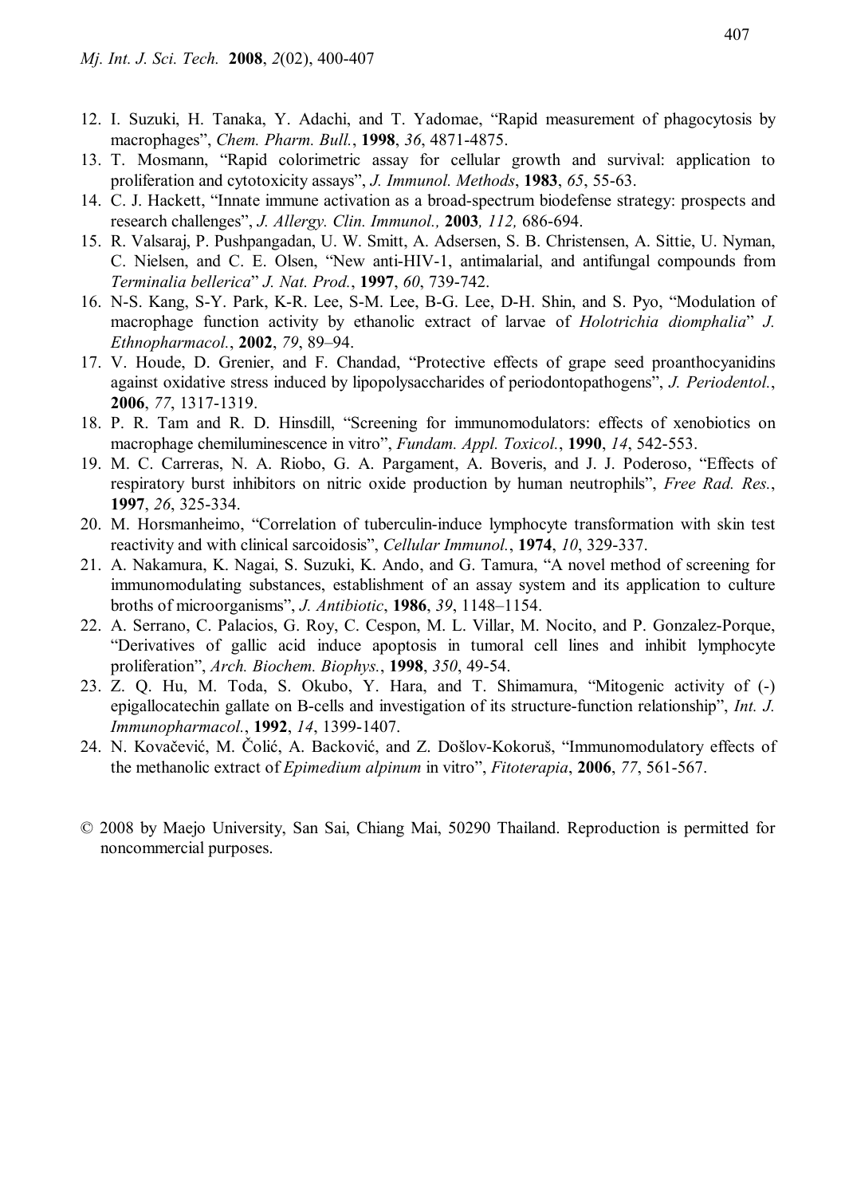12. I. Suzuki, H. Tanaka, Y. Adachi, and T. Yadomae, "Rapid measurement of phagocytosis by macrophages", *Chem. Pharm. Bull.*, **1998**, *36*, 4871-4875.
13. T. Mosmann, "Rapid colorimetric assay for cellular growth and survival: application to proliferation and cytotoxicity assays", *J. Immunol. Methods*, **1983**, *65*, 55-63.
14. C. J. Hackett, "Innate immune activation as a broad-spectrum biodefense strategy: prospects and research challenges", *J. Allergy. Clin. Immunol.,* **2003***, 112,* 686-694.
15. R. Valsaraj, P. Pushpangadan, U. W. Smitt, A. Adsersen, S. B. Christensen, A. Sittie, U. Nyman, C. Nielsen, and C. E. Olsen, "New anti-HIV-1, antimalarial, and antifungal compounds from *Terminalia bellerica*" *J. Nat. Prod.*, **1997**, *60*, 739-742.
16. N-S. Kang, S-Y. Park, K-R. Lee, S-M. Lee, B-G. Lee, D-H. Shin, and S. Pyo, "Modulation of macrophage function activity by ethanolic extract of larvae of *Holotrichia diomphalia*" *J. Ethnopharmacol.*, **2002**, *79*, 89–94.
17. V. Houde, D. Grenier, and F. Chandad, "Protective effects of grape seed proanthocyanidins against oxidative stress induced by lipopolysaccharides of periodontopathogens", *J. Periodentol.*, **2006**, *77*, 1317-1319.
18. P. R. Tam and R. D. Hinsdill, "Screening for immunomodulators: effects of xenobiotics on macrophage chemiluminescence in vitro", *Fundam. Appl. Toxicol.*, **1990**, *14*, 542-553.
19. M. C. Carreras, N. A. Riobo, G. A. Pargament, A. Boveris, and J. J. Poderoso, "Effects of respiratory burst inhibitors on nitric oxide production by human neutrophils", *Free Rad. Res.*, **1997**, *26*, 325-334.
20. M. Horsmanheimo, "Correlation of tuberculin-induce lymphocyte transformation with skin test reactivity and with clinical sarcoidosis", *Cellular Immunol.*, **1974**, *10*, 329-337.
21. A. Nakamura, K. Nagai, S. Suzuki, K. Ando, and G. Tamura, "A novel method of screening for immunomodulating substances, establishment of an assay system and its application to culture broths of microorganisms", *J. Antibiotic*, **1986**, *39*, 1148–1154.
22. A. Serrano, C. Palacios, G. Roy, C. Cespon, M. L. Villar, M. Nocito, and P. Gonzalez-Porque, "Derivatives of gallic acid induce apoptosis in tumoral cell lines and inhibit lymphocyte proliferation", *Arch. Biochem. Biophys.*, **1998**, *350*, 49-54.
23. Z. Q. Hu, M. Toda, S. Okubo, Y. Hara, and T. Shimamura, "Mitogenic activity of (-) epigallocatechin gallate on B-cells and investigation of its structure-function relationship", *Int. J. Immunopharmacol.*, **1992**, *14*, 1399-1407.
24. N. Kovačević, M. Čolić, A. Backović, and Z. Došlov-Kokoruš, "Immunomodulatory effects of the methanolic extract of *Epimedium alpinum* in vitro", *Fitoterapia*, **2006**, *77*, 561-567.

© 2008 by Maejo University, San Sai, Chiang Mai, 50290 Thailand. Reproduction is permitted for noncommercial purposes.